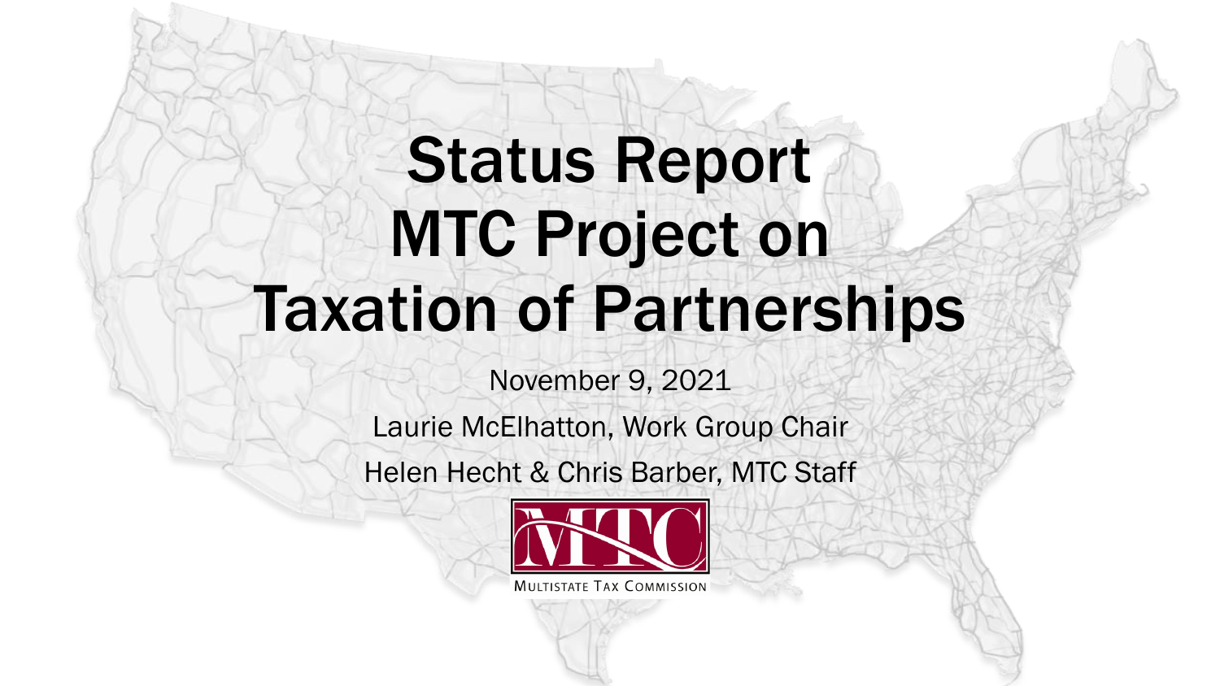# Status Report MTC Project on Taxation of Partnerships

November 9, 2021

Laurie McElhatton, Work Group Chair

Helen Hecht & Chris Barber, MTC Staff

MULTISTATE TAX COMMISSION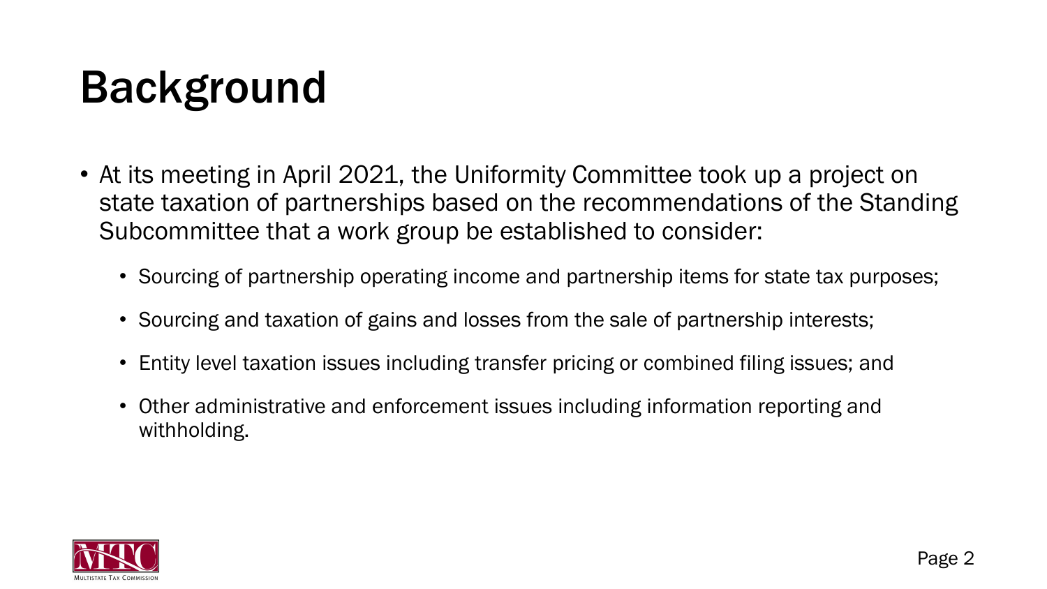# Background

- At its meeting in April 2021, the Uniformity Committee took up a project on state taxation of partnerships based on the recommendations of the Standing Subcommittee that a work group be established to consider:
  - Sourcing of partnership operating income and partnership items for state tax purposes;
  - Sourcing and taxation of gains and losses from the sale of partnership interests;
  - Entity level taxation issues including transfer pricing or combined filing issues; and
  - Other administrative and enforcement issues including information reporting and withholding.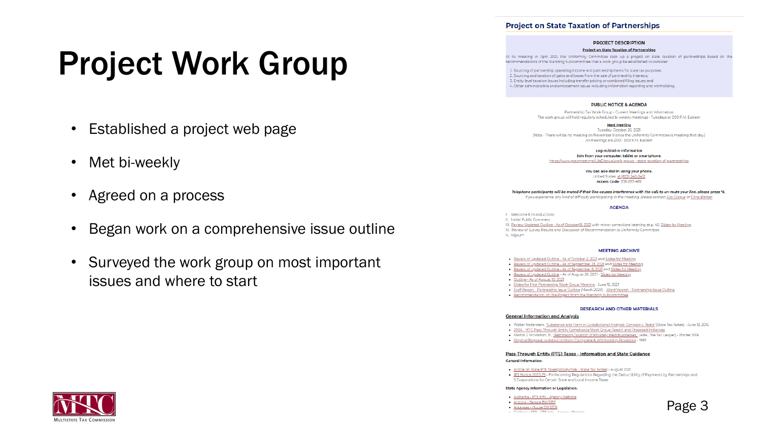# Project Work Group

- Established a project web page
- Met bi-weekly
- Agreed on a process
- Began work on a comprehensive issue outline
- Surveyed the work group on most important issues and where to start

## Project on State Taxation of Partnerships

**PROJECT DESCRIPTION**

**Project on State Taxation of Partnerships**

At its meeting in April 2021, the Uniformity Committee took up a project on state taxation of partnerships based on the recommendations of the Standing Subcommittee that a work group be established to consider:

1. Sourcing of partnership operating income and partnership items for state tax purposes;
2. Sourcing and taxation of gains and losses from the sale of partnership interests;
3. Entity level taxation issues including transfer pricing or combined filing issues; and
4. Other administrative and enforcement issues including information reporting and withholding.

**PUBLIC NOTICE & AGENDA**

Partnership Tax Work Group - Current Meetings and Information

The work group will hold regularly scheduled bi-weekly meetings - Tuesdays at 2:00 P.M. Eastern

**Next Meeting**

Tuesday, October 26, 2021

(Note - There will be no meeting on November 9 since the Uniformity Committee is meeting that day.)

All meetings are 2:00 - 3:00 P.M. Eastern

**Log-in/Dial-in Information**

**Join from your computer, tablet or smartphone.**

https://www.gotomeet.me/LilaDisque/work-group---state-taxation-of-partnerships

**You can also dial in using your phone.**

United States: +1 (872) 240-3412

Access Code: 208-287-469

***Telephone participants will be muted if their line causes interference with the call; to un-mute your line, please press *6.***

*If you experience any kind of difficulty participating in the meeting, please contact Lila Disque or Chris Barber.*

**AGENDA**

I. Welcome & Introductions
II. Initial Public Comment
III. Review Updated Outline - As of October 18, 2021 with minor corrections (starting at p. 45) Slides for Meeting
IV. Review of Survey Results and Discussion of Recommendation to Uniformity Committee
V. Adjourn

**MEETING ARCHIVE**

- Review of Updated Outline - As of October 2, 2021 and Slides for Meeting
- Review of Updated Outline - As of September 23, 2021 and Slides for Meeting
- Review of Updated Outline - As of September 8, 2021 and Slides for Meeting
- Review of Updated Outline - As of August 26, 2021 - Slides for Meeting
- Outline - As of August 10, 2021
- Slides for First Partnership Work Group Meeting - June 15, 2021
- Staff Report - Partnership Issue Outline (March 2020) - Word Version - Partnership Issue Outline
- Recommendation on the Project from the Standing Subcommittee

**RESEARCH AND OTHER MATERIALS**

**General Information and Analysis**

- Walter Hellerstein, "Substance and Form in Jurisdictional Analysis: Corrigan v. Testa" (State Tax Notes) - June 13, 2016
- 2004 - MTC Pass-Through Entity Compliance Work Group Report and Proposed Initiatives
- Martin J. McMahon, Jr., "Rethinking Taxation of Privately Held Businesses," (ABA, The Tax Lawyer) - Winter 2016
- Original Proposal to Adopt Uniform Composite & Withholding Provisions - 1992

**Pass-Through Entity (PTE) Taxes - Information and State Guidance**

**General Information:**

- Article on State PTE Taxes (Wlodychak - State Tax Notes) - August 2021
- IRS Notice 2020-75 - Forthcoming Regulations Regarding the Deductibility of Payments by Partnerships and S Corporations for Certain State and Local Income Taxes

**State Agency Information or Legislation:**

- Alabama - PTE Info - Agency Website
- Arizona - Senate Bill 1783
- Arkansas - House Bill 1209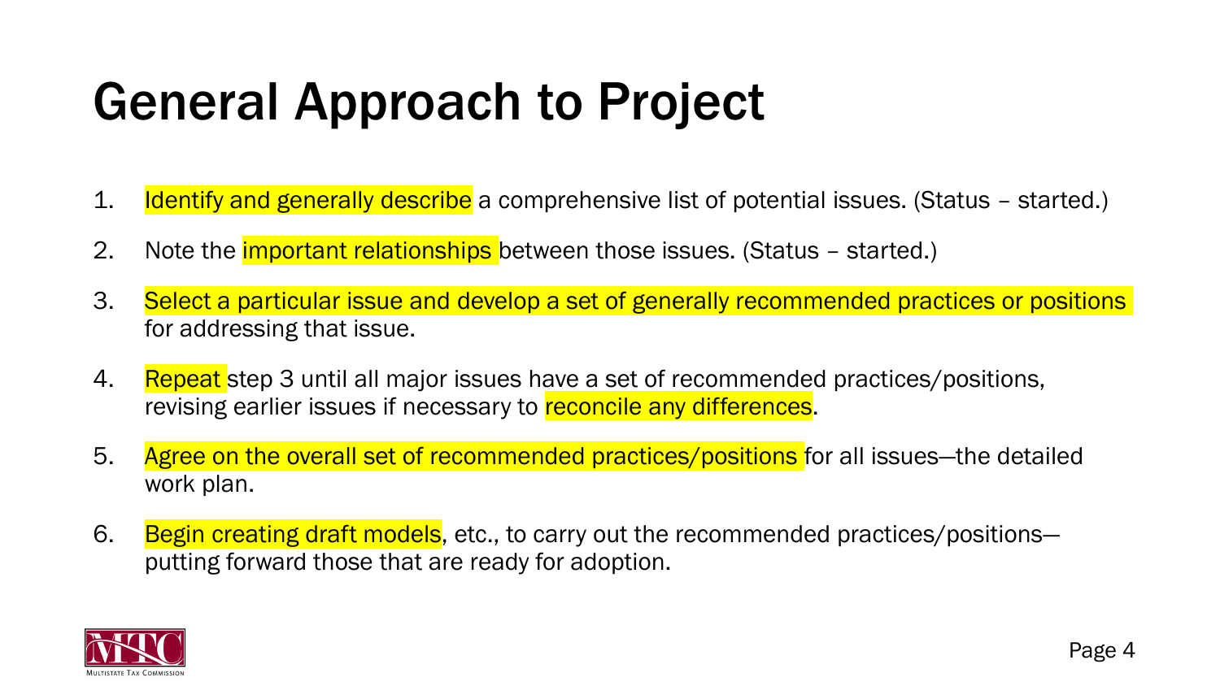# General Approach to Project

1. Identify and generally describe a comprehensive list of potential issues. (Status – started.)
2. Note the important relationships between those issues. (Status – started.)
3. Select a particular issue and develop a set of generally recommended practices or positions for addressing that issue.
4. Repeat step 3 until all major issues have a set of recommended practices/positions, revising earlier issues if necessary to reconcile any differences.
5. Agree on the overall set of recommended practices/positions for all issues—the detailed work plan.
6. Begin creating draft models, etc., to carry out the recommended practices/positions—putting forward those that are ready for adoption.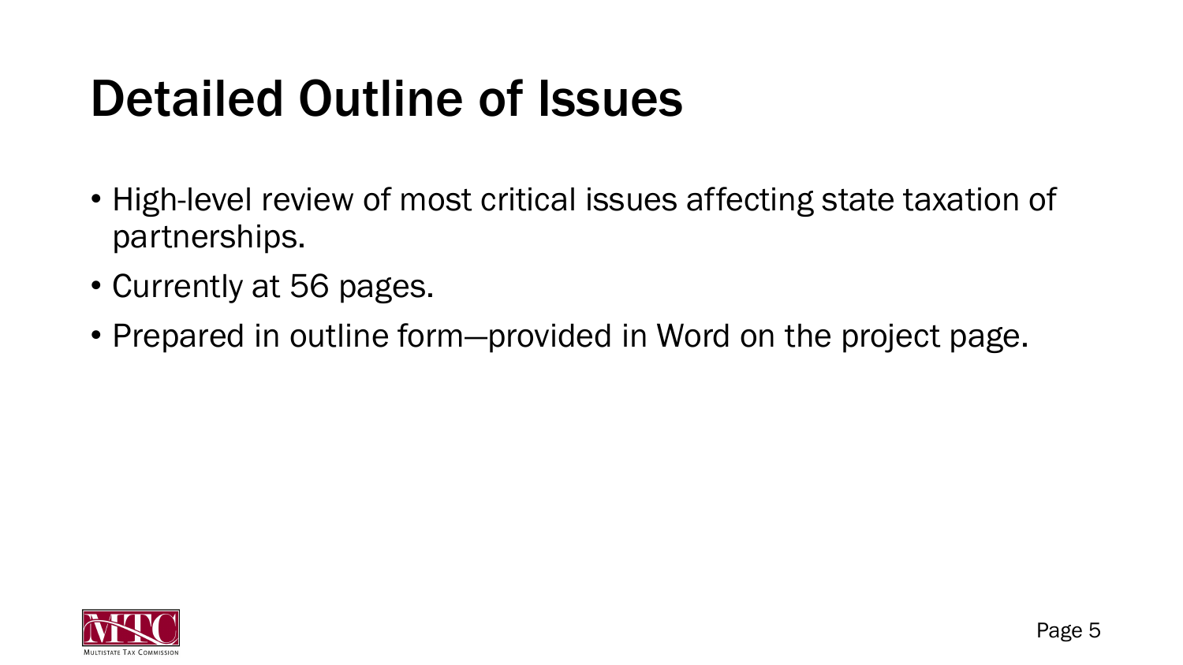# Detailed Outline of Issues

- High-level review of most critical issues affecting state taxation of partnerships.
- Currently at 56 pages.
- Prepared in outline form—provided in Word on the project page.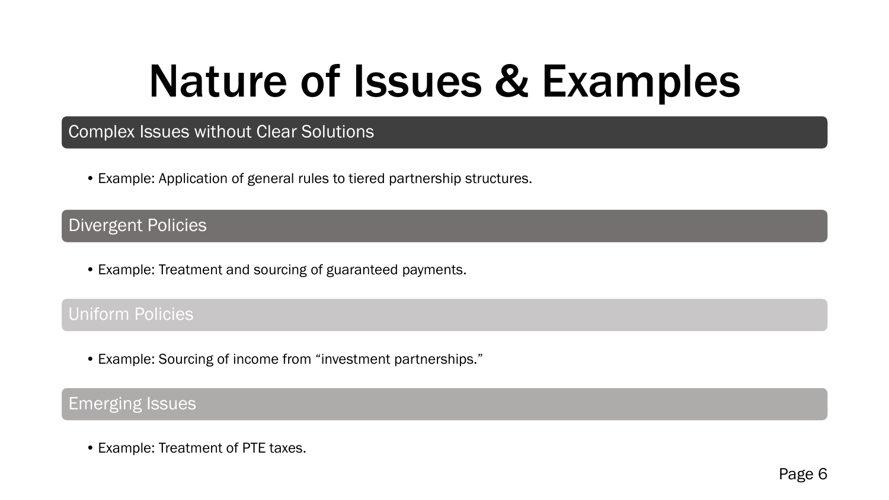# Nature of Issues & Examples

## Complex Issues without Clear Solutions

- Example: Application of general rules to tiered partnership structures.

## Divergent Policies

- Example: Treatment and sourcing of guaranteed payments.

## Uniform Policies

- Example: Sourcing of income from "investment partnerships."

## Emerging Issues

- Example: Treatment of PTE taxes.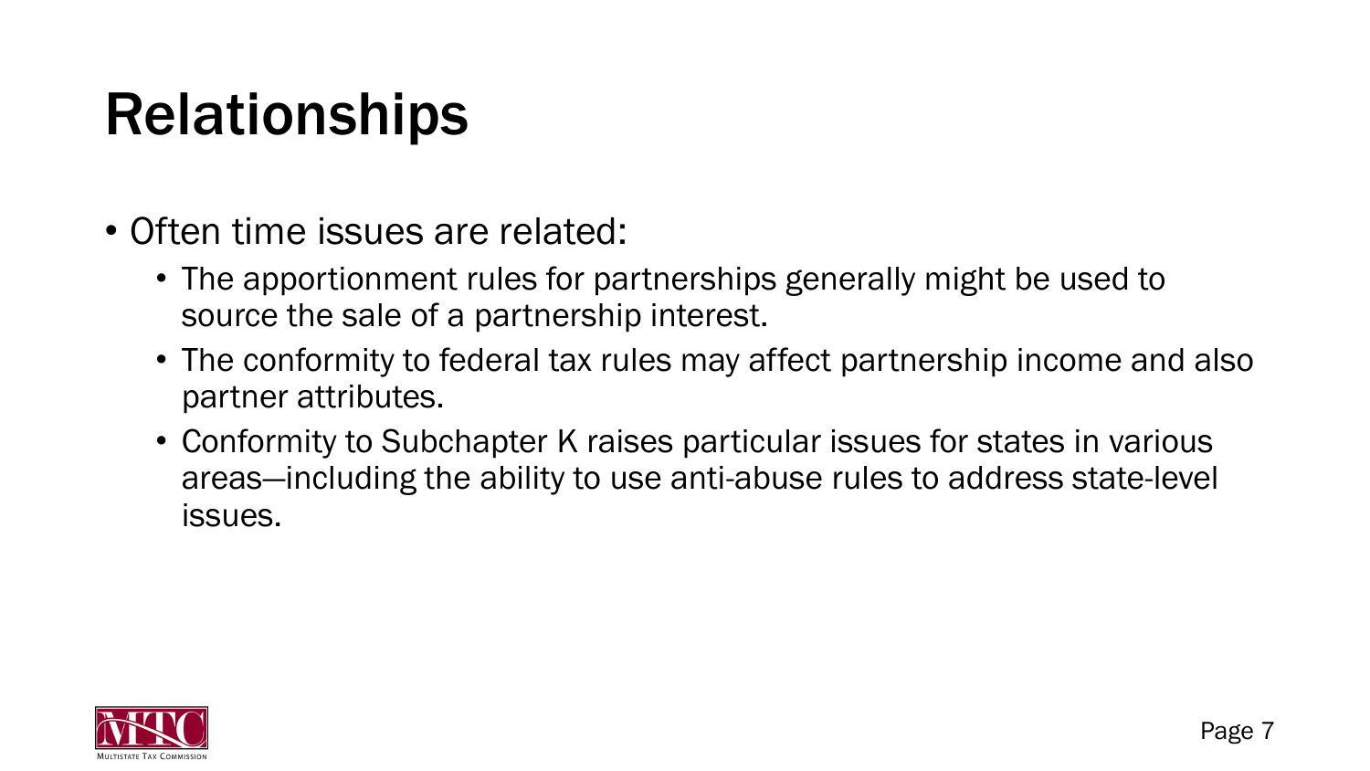# Relationships

- Often time issues are related:
  - The apportionment rules for partnerships generally might be used to source the sale of a partnership interest.
  - The conformity to federal tax rules may affect partnership income and also partner attributes.
  - Conformity to Subchapter K raises particular issues for states in various areas—including the ability to use anti-abuse rules to address state-level issues.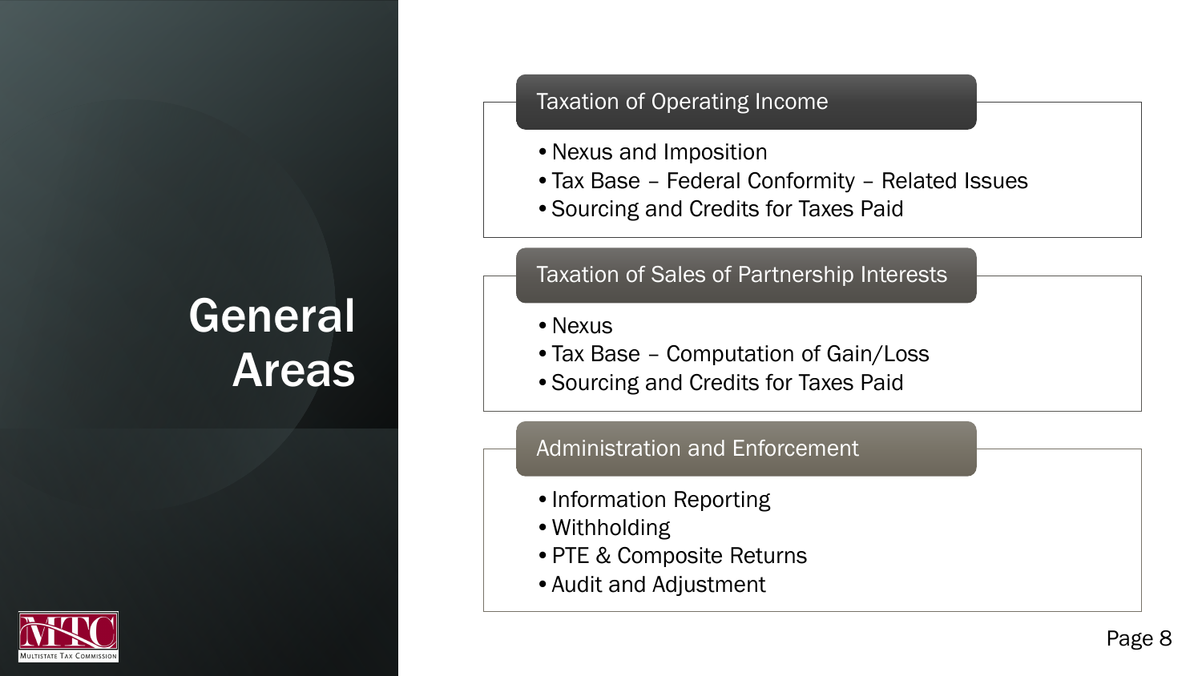# General Areas

## Taxation of Operating Income

- Nexus and Imposition
- Tax Base – Federal Conformity – Related Issues
- Sourcing and Credits for Taxes Paid

## Taxation of Sales of Partnership Interests

- Nexus
- Tax Base – Computation of Gain/Loss
- Sourcing and Credits for Taxes Paid

## Administration and Enforcement

- Information Reporting
- Withholding
- PTE & Composite Returns
- Audit and Adjustment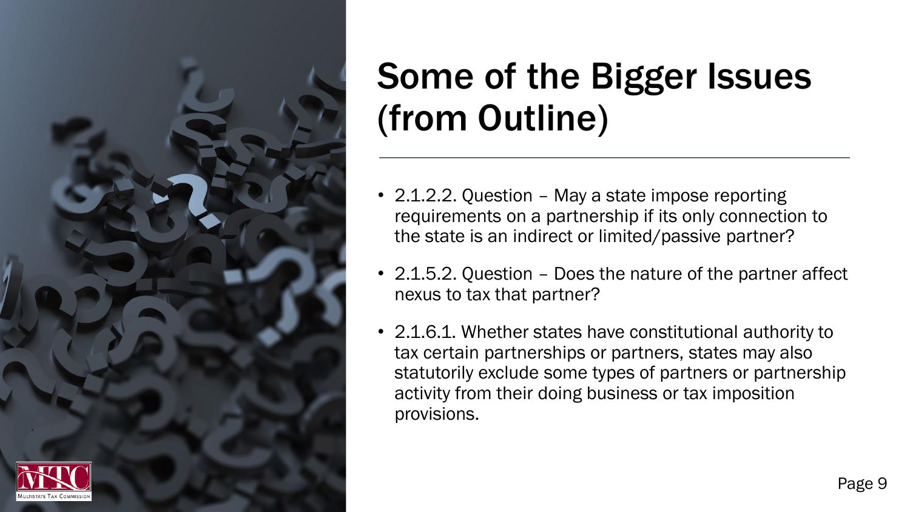# Some of the Bigger Issues (from Outline)

- 2.1.2.2. Question – May a state impose reporting requirements on a partnership if its only connection to the state is an indirect or limited/passive partner?
- 2.1.5.2. Question – Does the nature of the partner affect nexus to tax that partner?
- 2.1.6.1. Whether states have constitutional authority to tax certain partnerships or partners, states may also statutorily exclude some types of partners or partnership activity from their doing business or tax imposition provisions.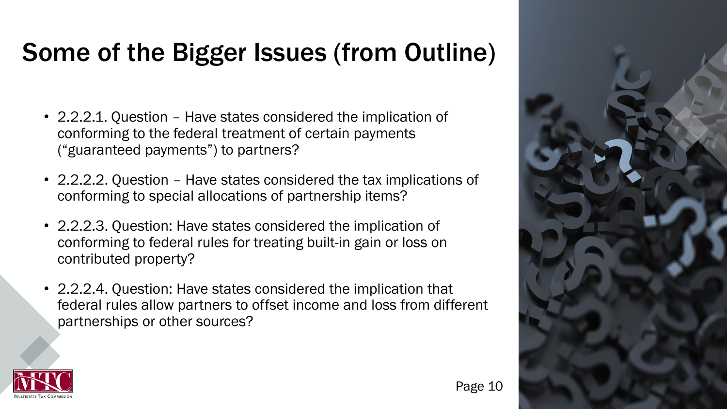# Some of the Bigger Issues (from Outline)

- 2.2.2.1. Question – Have states considered the implication of conforming to the federal treatment of certain payments ("guaranteed payments") to partners?
- 2.2.2.2. Question – Have states considered the tax implications of conforming to special allocations of partnership items?
- 2.2.2.3. Question: Have states considered the implication of conforming to federal rules for treating built-in gain or loss on contributed property?
- 2.2.2.4. Question: Have states considered the implication that federal rules allow partners to offset income and loss from different partnerships or other sources?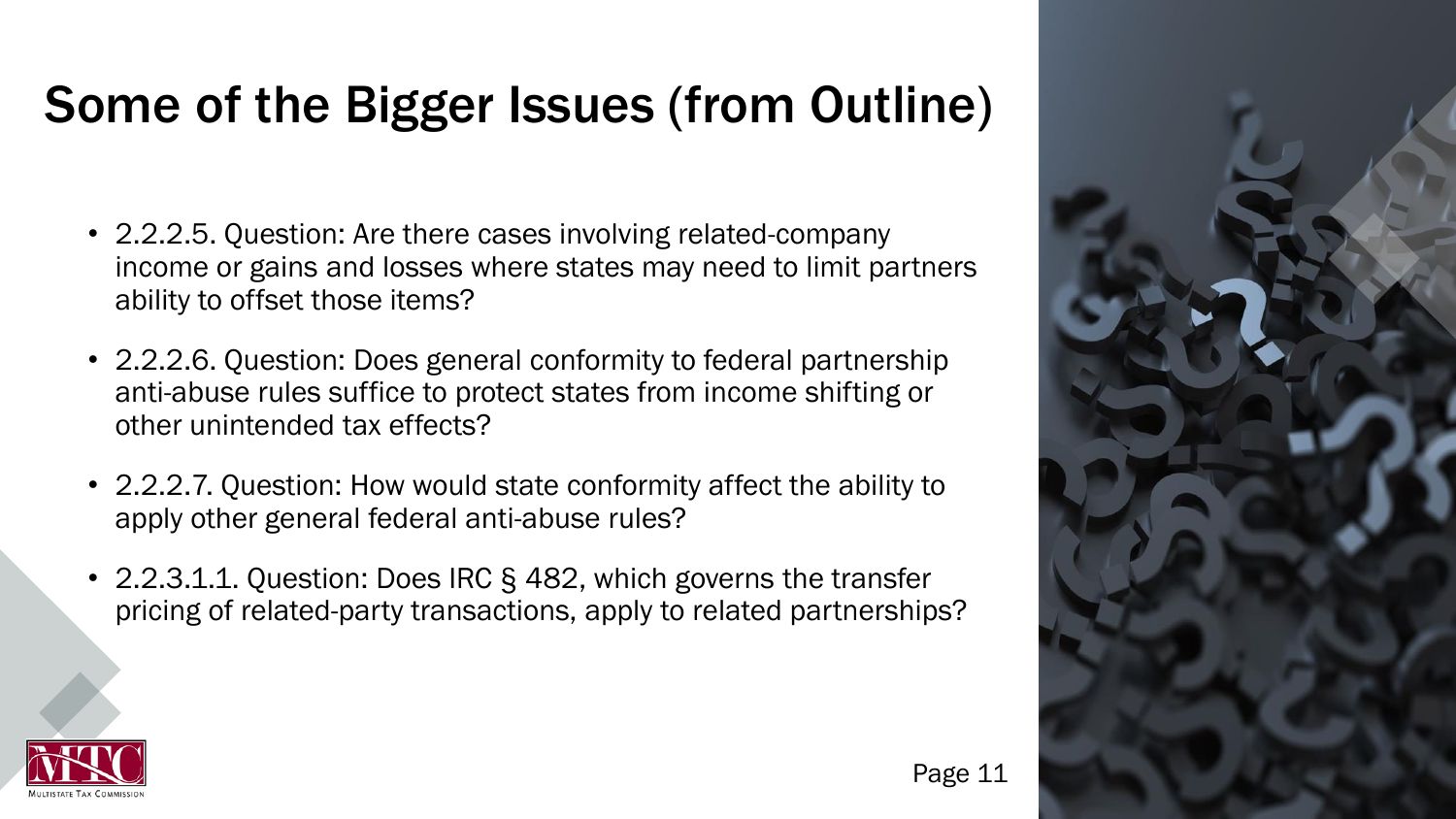# Some of the Bigger Issues (from Outline)

- 2.2.2.5. Question: Are there cases involving related-company income or gains and losses where states may need to limit partners ability to offset those items?
- 2.2.2.6. Question: Does general conformity to federal partnership anti-abuse rules suffice to protect states from income shifting or other unintended tax effects?
- 2.2.2.7. Question: How would state conformity affect the ability to apply other general federal anti-abuse rules?
- 2.2.3.1.1. Question: Does IRC § 482, which governs the transfer pricing of related-party transactions, apply to related partnerships?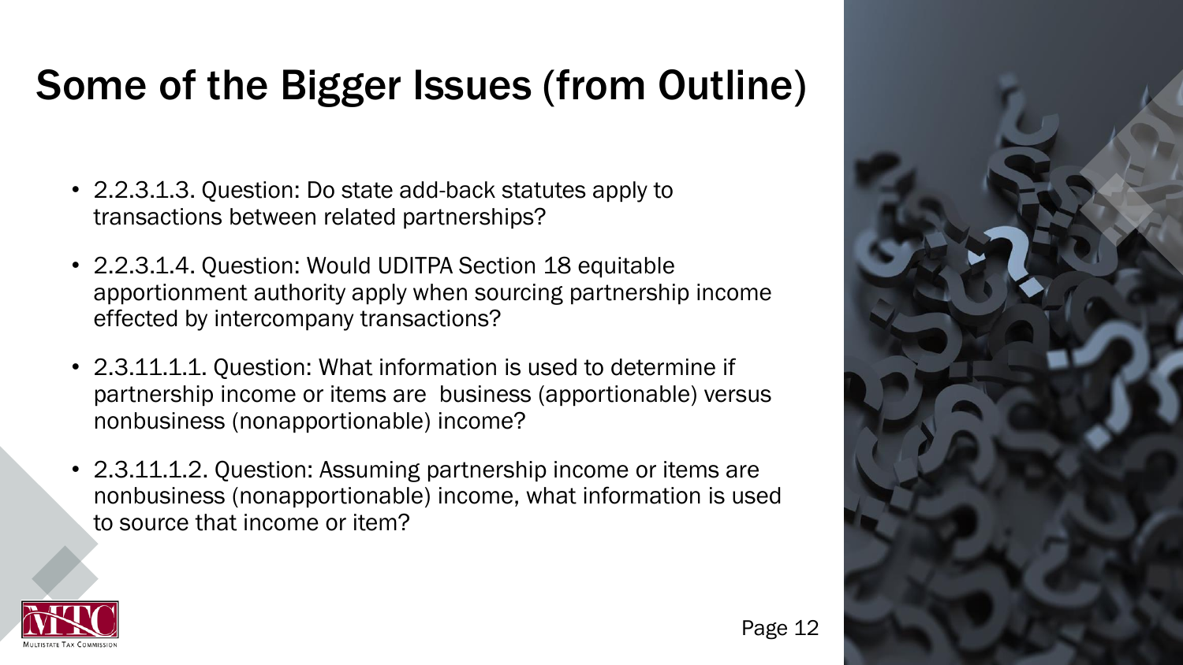# Some of the Bigger Issues (from Outline)

- 2.2.3.1.3. Question: Do state add-back statutes apply to transactions between related partnerships?
- 2.2.3.1.4. Question: Would UDITPA Section 18 equitable apportionment authority apply when sourcing partnership income effected by intercompany transactions?
- 2.3.11.1.1. Question: What information is used to determine if partnership income or items are business (apportionable) versus nonbusiness (nonapportionable) income?
- 2.3.11.1.2. Question: Assuming partnership income or items are nonbusiness (nonapportionable) income, what information is used to source that income or item?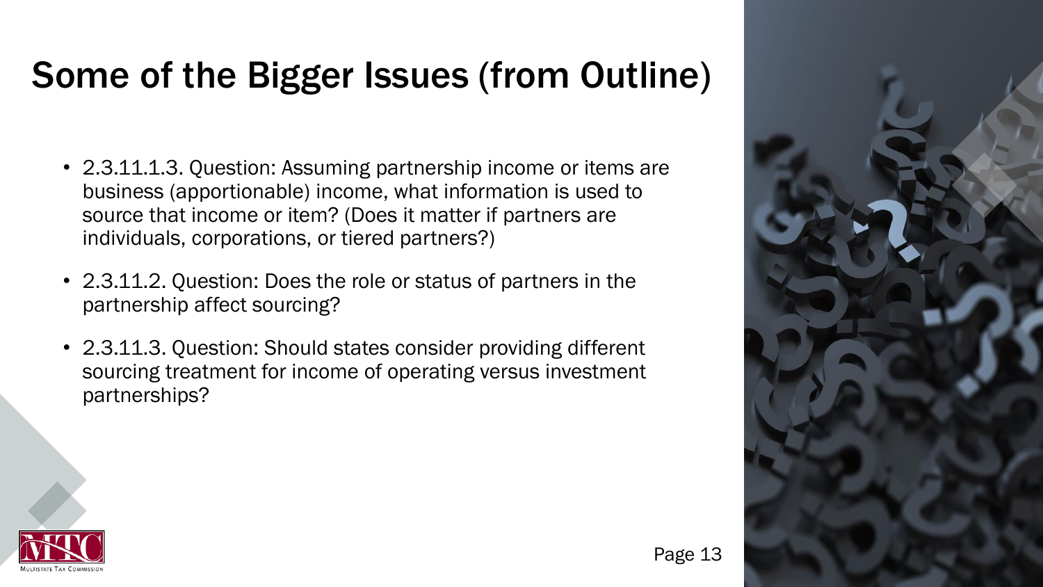# Some of the Bigger Issues (from Outline)

- 2.3.11.1.3. Question: Assuming partnership income or items are business (apportionable) income, what information is used to source that income or item? (Does it matter if partners are individuals, corporations, or tiered partners?)
- 2.3.11.2. Question: Does the role or status of partners in the partnership affect sourcing?
- 2.3.11.3. Question: Should states consider providing different sourcing treatment for income of operating versus investment partnerships?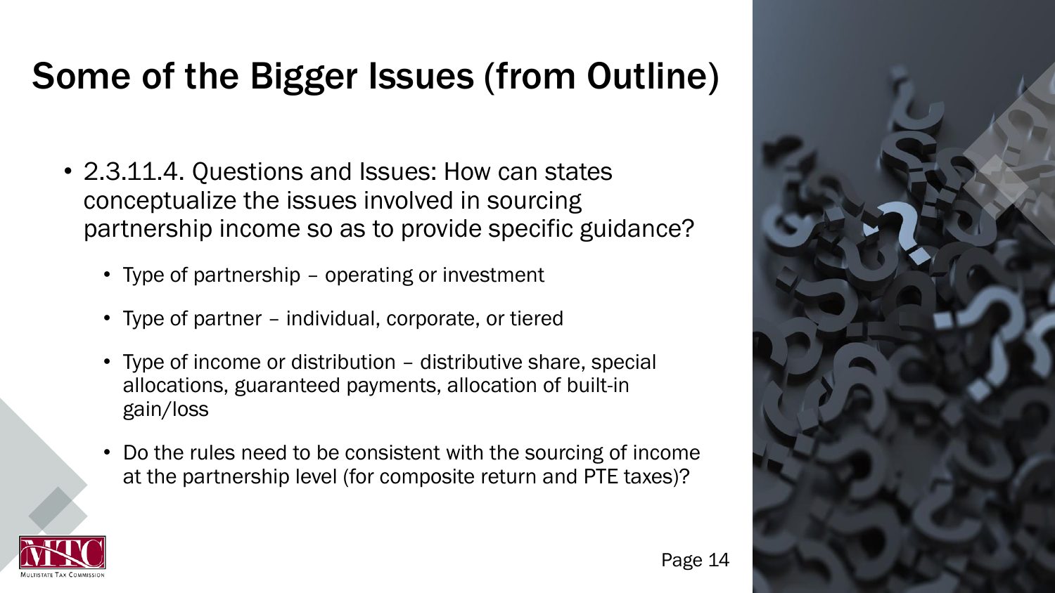# Some of the Bigger Issues (from Outline)

- 2.3.11.4. Questions and Issues: How can states conceptualize the issues involved in sourcing partnership income so as to provide specific guidance?
  - Type of partnership – operating or investment
  - Type of partner – individual, corporate, or tiered
  - Type of income or distribution – distributive share, special allocations, guaranteed payments, allocation of built-in gain/loss
  - Do the rules need to be consistent with the sourcing of income at the partnership level (for composite return and PTE taxes)?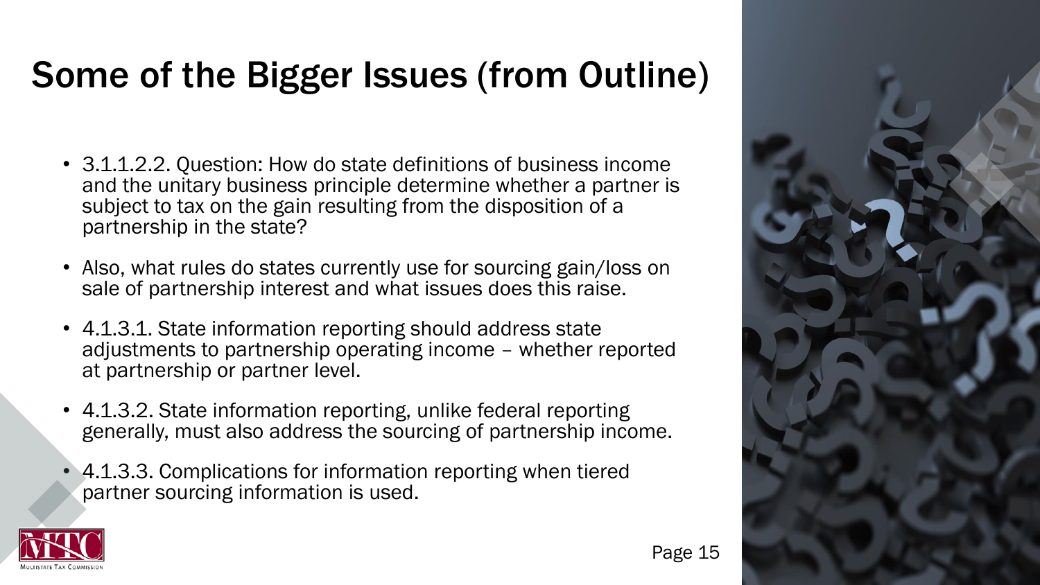# Some of the Bigger Issues (from Outline)

- 3.1.1.2.2. Question: How do state definitions of business income and the unitary business principle determine whether a partner is subject to tax on the gain resulting from the disposition of a partnership in the state?
- Also, what rules do states currently use for sourcing gain/loss on sale of partnership interest and what issues does this raise.
- 4.1.3.1. State information reporting should address state adjustments to partnership operating income – whether reported at partnership or partner level.
- 4.1.3.2. State information reporting, unlike federal reporting generally, must also address the sourcing of partnership income.
- 4.1.3.3. Complications for information reporting when tiered partner sourcing information is used.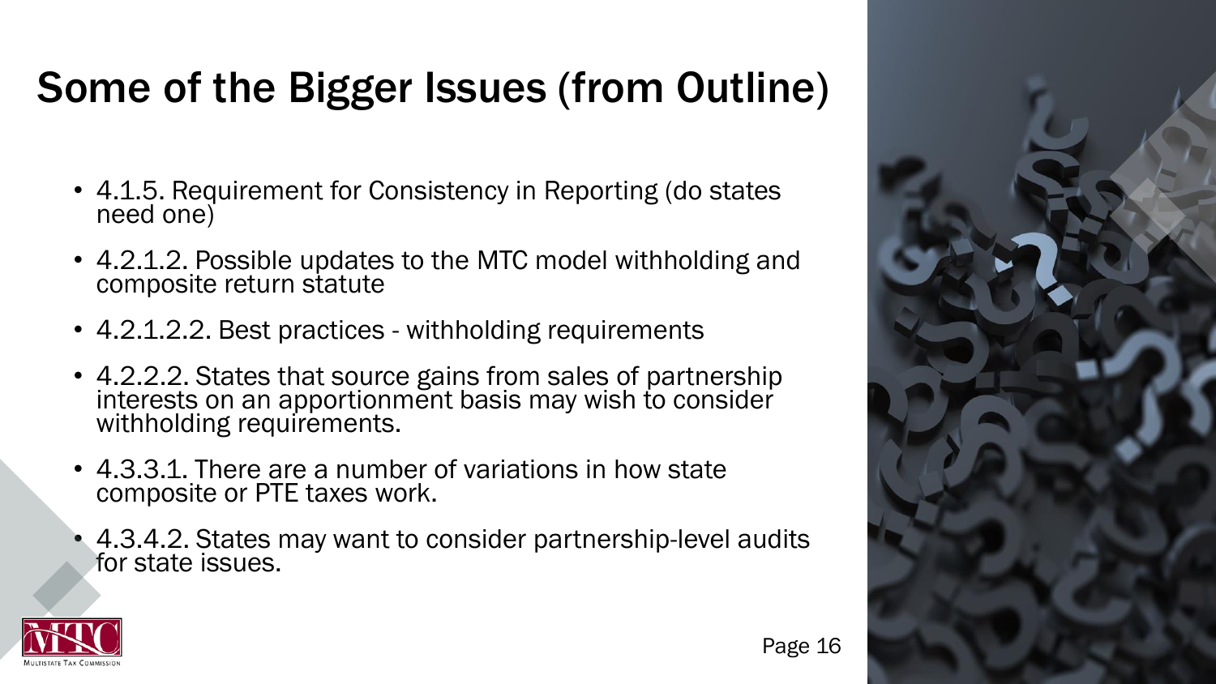# Some of the Bigger Issues (from Outline)

- 4.1.5. Requirement for Consistency in Reporting (do states need one)
- 4.2.1.2. Possible updates to the MTC model withholding and composite return statute
- 4.2.1.2.2. Best practices - withholding requirements
- 4.2.2.2. States that source gains from sales of partnership interests on an apportionment basis may wish to consider withholding requirements.
- 4.3.3.1. There are a number of variations in how state composite or PTE taxes work.
- 4.3.4.2. States may want to consider partnership-level audits for state issues.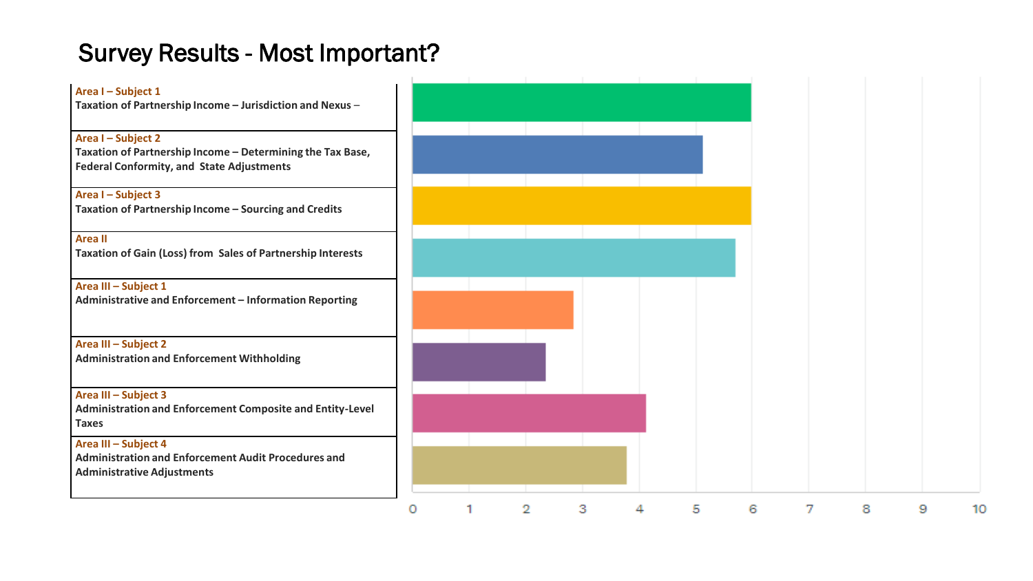# Survey Results - Most Important?

| Subject | Score |
| --- | --- |
| **Area I – Subject 1** Taxation of Partnership Income – Jurisdiction and Nexus – | 6 |
| **Area I – Subject 2** Taxation of Partnership Income – Determining the Tax Base, Federal Conformity, and State Adjustments | 5.1 |
| **Area I – Subject 3** Taxation of Partnership Income – Sourcing and Credits | 6 |
| **Area II** Taxation of Gain (Loss) from Sales of Partnership Interests | 5.7 |
| **Area III – Subject 1** Administrative and Enforcement – Information Reporting | 2.8 |
| **Area III – Subject 2** Administration and Enforcement Withholding | 2.4 |
| **Area III – Subject 3** Administration and Enforcement Composite and Entity-Level Taxes | 4.1 |
| **Area III – Subject 4** Administration and Enforcement Audit Procedures and Administrative Adjustments | 3.8 |

Axis: 0 1 2 3 4 5 6 7 8 9 10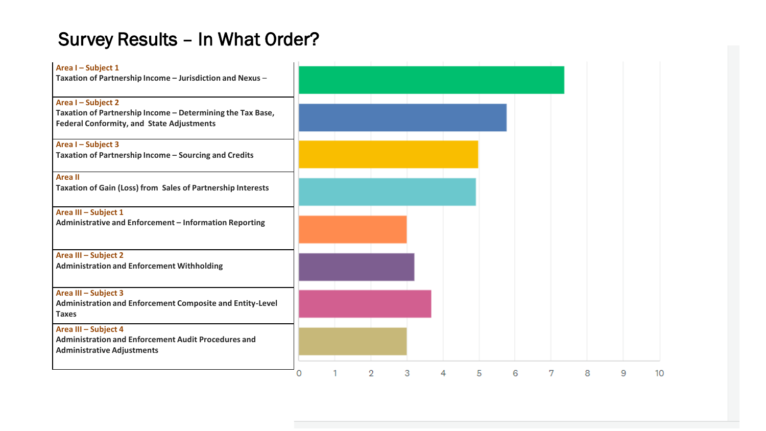# Survey Results – In What Order?

| Subject | |
|---|---|
| **Area I – Subject 1**<br>**Taxation of Partnership Income – Jurisdiction and Nexus –** | |
| **Area I – Subject 2**<br>**Taxation of Partnership Income – Determining the Tax Base, Federal Conformity, and State Adjustments** | |
| **Area I – Subject 3**<br>**Taxation of Partnership Income – Sourcing and Credits** | |
| **Area II**<br>**Taxation of Gain (Loss) from Sales of Partnership Interests** | |
| **Area III – Subject 1**<br>**Administrative and Enforcement – Information Reporting** | |
| **Area III – Subject 2**<br>**Administration and Enforcement Withholding** | |
| **Area III – Subject 3**<br>**Administration and Enforcement Composite and Entity-Level Taxes** | |
| **Area III – Subject 4**<br>**Administration and Enforcement Audit Procedures and Administrative Adjustments** | |

0 1 2 3 4 5 6 7 8 9 10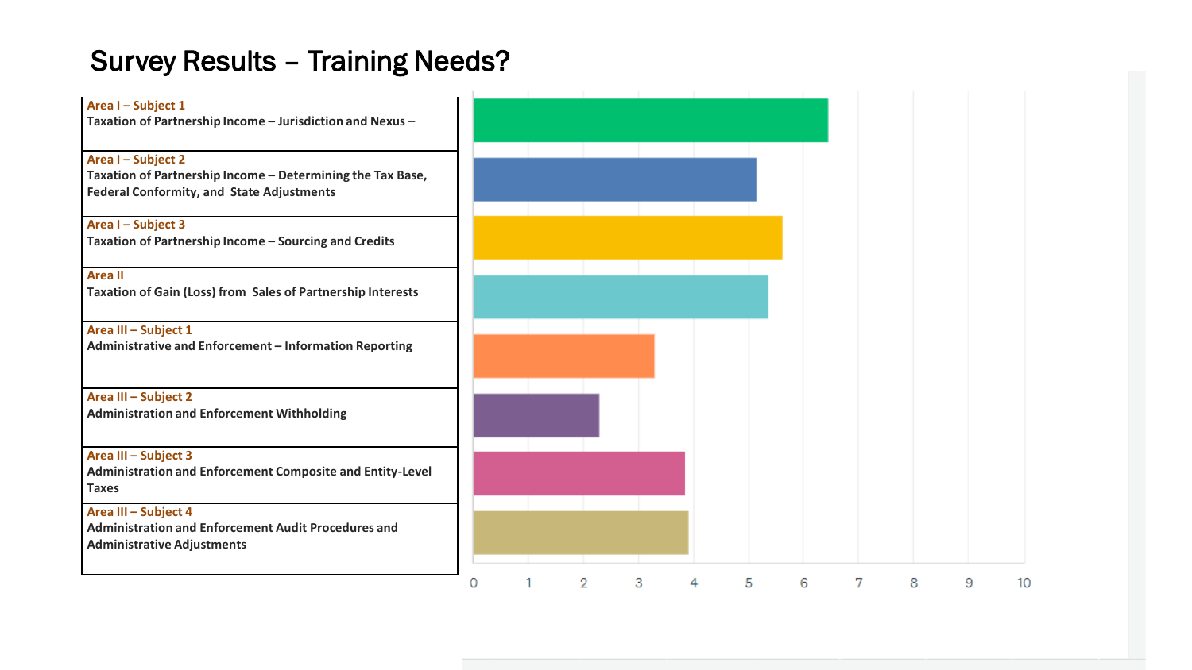# Survey Results – Training Needs?

| Topic | Approx. value |
|---|---|
| **Area I – Subject 1** Taxation of Partnership Income – Jurisdiction and Nexus – | 6.45 |
| **Area I – Subject 2** Taxation of Partnership Income – Determining the Tax Base, Federal Conformity, and State Adjustments | 5.15 |
| **Area I – Subject 3** Taxation of Partnership Income – Sourcing and Credits | 5.6 |
| **Area II** Taxation of Gain (Loss) from Sales of Partnership Interests | 5.35 |
| **Area III – Subject 1** Administrative and Enforcement – Information Reporting | 3.3 |
| **Area III – Subject 2** Administration and Enforcement Withholding | 2.3 |
| **Area III – Subject 3** Administration and Enforcement Composite and Entity-Level Taxes | 3.85 |
| **Area III – Subject 4** Administration and Enforcement Audit Procedures and Administrative Adjustments | 3.9 |

Values are estimated from a horizontal bar chart; x-axis scale: 0 1 2 3 4 5 6 7 8 9 10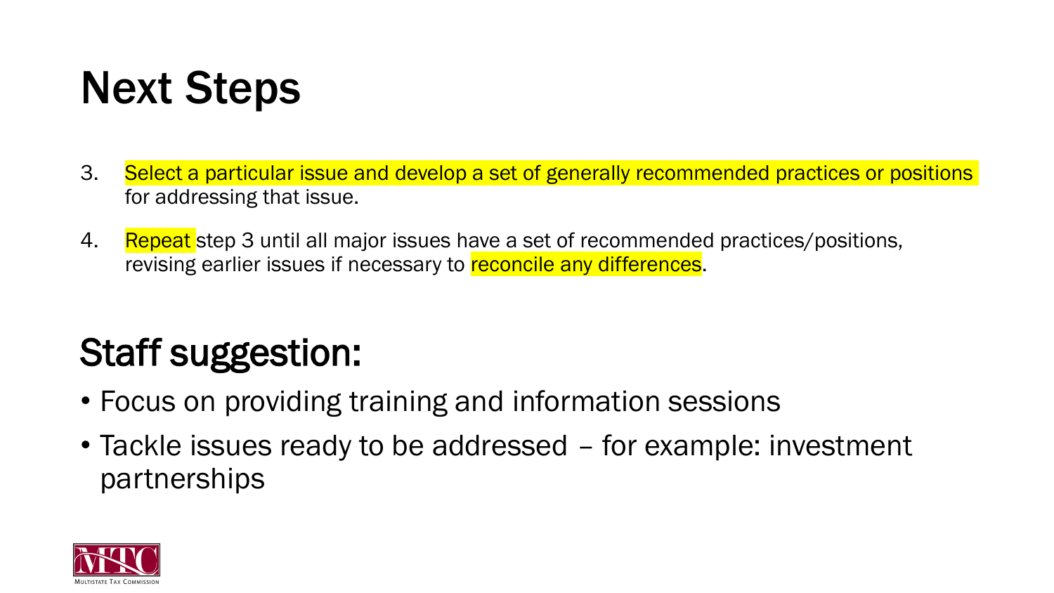# Next Steps

3. Select a particular issue and develop a set of generally recommended practices or positions for addressing that issue.
4. Repeat step 3 until all major issues have a set of recommended practices/positions, revising earlier issues if necessary to reconcile any differences.

# Staff suggestion:

- Focus on providing training and information sessions
- Tackle issues ready to be addressed – for example: investment partnerships